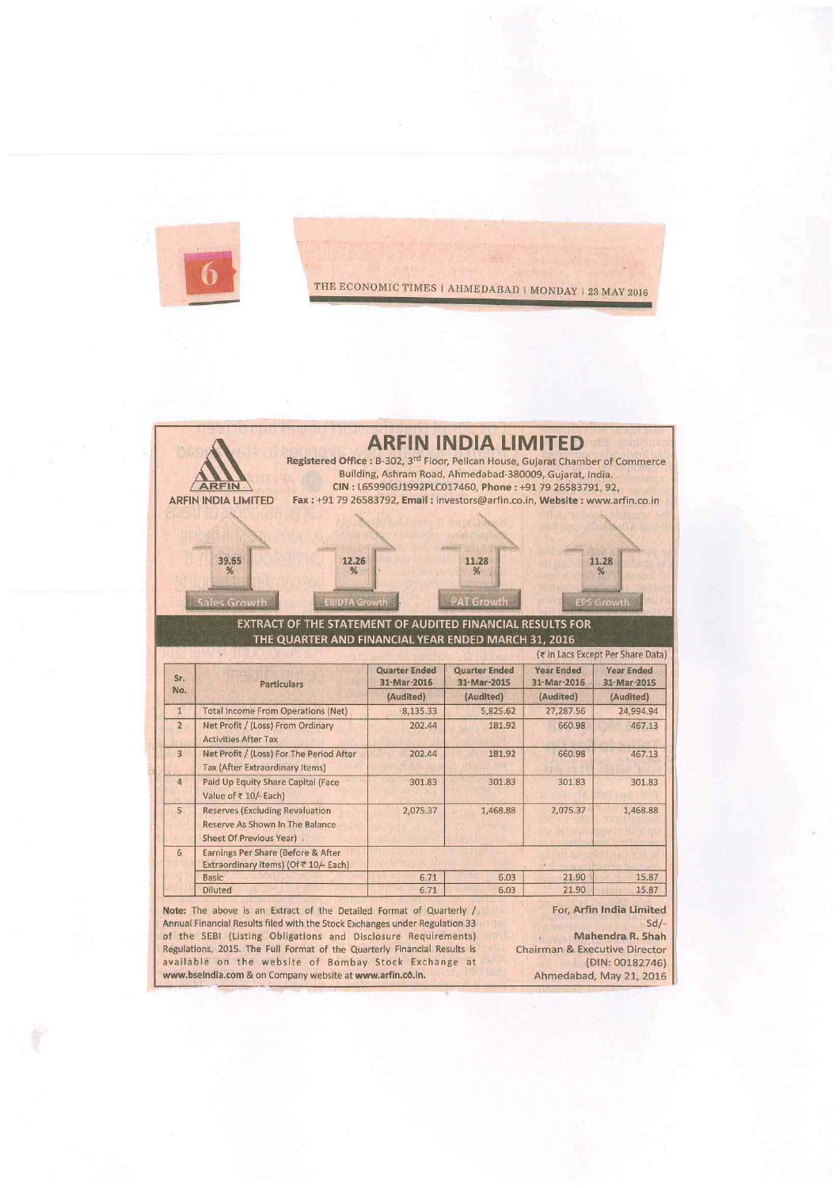THE ECONOMIC TIMES | AHMEDABAD | MONDAY | 23 MAY 2016

# ARFIN INDIA LIMITED

**Registered Office :** B-302, 3rd Floor, Pelican House, Gujarat Chamber of Commerce Building, Ashram Road, Ahmedabad-380009, Gujarat, India.
**CIN :** L65990GJ1992PLC017460, **Phone :** +91 79 26583791, 92,
**Fax :** +91 79 26583792, **Email :** investors@arfin.co.in, **Website :** www.arfin.co.in

39.65 % Sales Growth | 12.26 % EBIDTA Growth | 11.28 % PAT Growth | 11.28 % EPS Growth

## EXTRACT OF THE STATEMENT OF AUDITED FINANCIAL RESULTS FOR THE QUARTER AND FINANCIAL YEAR ENDED MARCH 31, 2016

(₹ in Lacs Except Per Share Data)

| Sr. No. | Particulars | Quarter Ended 31-Mar-2016 (Audited) | Quarter Ended 31-Mar-2015 (Audited) | Year Ended 31-Mar-2016 (Audited) | Year Ended 31-Mar-2015 (Audited) |
|---|---|---|---|---|---|
| 1 | Total Income From Operations (Net) | 8,135.33 | 5,825.62 | 27,287.56 | 24,994.94 |
| 2 | Net Profit / (Loss) From Ordinary Activities After Tax | 202.44 | 181.92 | 660.98 | 467.13 |
| 3 | Net Profit / (Loss) For The Period After Tax (After Extraordinary Items) | 202.44 | 181.92 | 660.98 | 467.13 |
| 4 | Paid Up Equity Share Capital (Face Value of ₹ 10/- Each) | 301.83 | 301.83 | 301.83 | 301.83 |
| 5 | Reserves (Excluding Revaluation Reserve As Shown In The Balance Sheet Of Previous Year) | 2,075.37 | 1,468.88 | 2,075.37 | 1,468.88 |
| 6 | Earnings Per Share (Before & After Extraordinary Items) (Of ₹ 10/- Each) | | | | |
| | Basic | 6.71 | 6.03 | 21.90 | 15.87 |
| | Diluted | 6.71 | 6.03 | 21.90 | 15.87 |

**Note:** The above is an Extract of the Detailed Format of Quarterly / Annual Financial Results filed with the Stock Exchanges under Regulation 33 of the SEBI (Listing Obligations and Disclosure Requirements) Regulations, 2015. The Full Format of the Quarterly Financial Results is available on the website of Bombay Stock Exchange at **www.bseindia.com** & on Company website at **www.arfin.co.in.**

**For, Arfin India Limited**
Sd/-
**Mahendra R. Shah**
Chairman & Executive Director
(DIN: 00182746)
Ahmedabad, May 21, 2016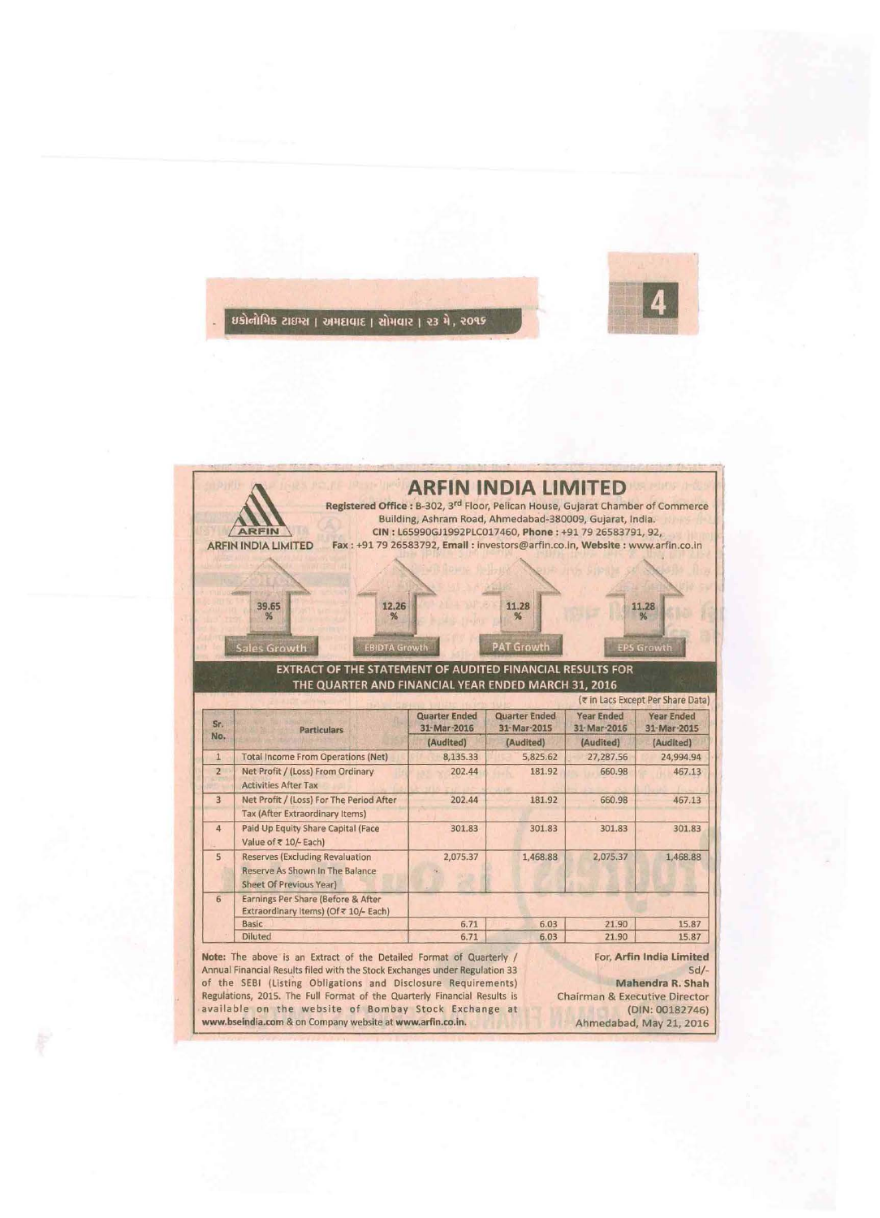ઇકોનોમિક ટાઇમ્સ | અમદાવાદ | સોમવાર | ૨૩ મે, ૨૦૧૬

# ARFIN INDIA LIMITED

ARFIN INDIA LIMITED

**Registered Office :** B-302, 3rd Floor, Pelican House, Gujarat Chamber of Commerce Building, Ashram Road, Ahmedabad-380009, Gujarat, India.
**CIN :** L65990GJ1992PLC017460, **Phone :** +91 79 26583791, 92,
**Fax :** +91 79 26583792, **Email :** investors@arfin.co.in, **Website :** www.arfin.co.in

39.65 % Sales Growth

12.26 % EBIDTA Growth

11.28 % PAT Growth

11.28 % EPS Growth

## EXTRACT OF THE STATEMENT OF AUDITED FINANCIAL RESULTS FOR THE QUARTER AND FINANCIAL YEAR ENDED MARCH 31, 2016

(₹ in Lacs Except Per Share Data)

| Sr. No. | Particulars | Quarter Ended 31-Mar-2016 (Audited) | Quarter Ended 31-Mar-2015 (Audited) | Year Ended 31-Mar-2016 (Audited) | Year Ended 31-Mar-2015 (Audited) |
|---|---|---|---|---|---|
| 1 | Total Income From Operations (Net) | 8,135.33 | 5,825.62 | 27,287.56 | 24,994.94 |
| 2 | Net Profit / (Loss) From Ordinary Activities After Tax | 202.44 | 181.92 | 660.98 | 467.13 |
| 3 | Net Profit / (Loss) For The Period After Tax (After Extraordinary Items) | 202.44 | 181.92 | 660.98 | 467.13 |
| 4 | Paid Up Equity Share Capital (Face Value of ₹ 10/- Each) | 301.83 | 301.83 | 301.83 | 301.83 |
| 5 | Reserves (Excluding Revaluation Reserve As Shown In The Balance Sheet Of Previous Year) | 2,075.37 | 1,468.88 | 2,075.37 | 1,468.88 |
| 6 | Earnings Per Share (Before & After Extraordinary Items) (Of ₹ 10/- Each) | | | | |
| | Basic | 6.71 | 6.03 | 21.90 | 15.87 |
| | Diluted | 6.71 | 6.03 | 21.90 | 15.87 |

**Note:** The above is an Extract of the Detailed Format of Quarterly / Annual Financial Results filed with the Stock Exchanges under Regulation 33 of the SEBI (Listing Obligations and Disclosure Requirements) Regulations, 2015. The Full Format of the Quarterly Financial Results is available on the website of Bombay Stock Exchange at **www.bseindia.com** & on Company website at **www.arfin.co.in.**

For, **Arfin India Limited**
Sd/-
**Mahendra R. Shah**
Chairman & Executive Director
(DIN: 00182746)
Ahmedabad, May 21, 2016